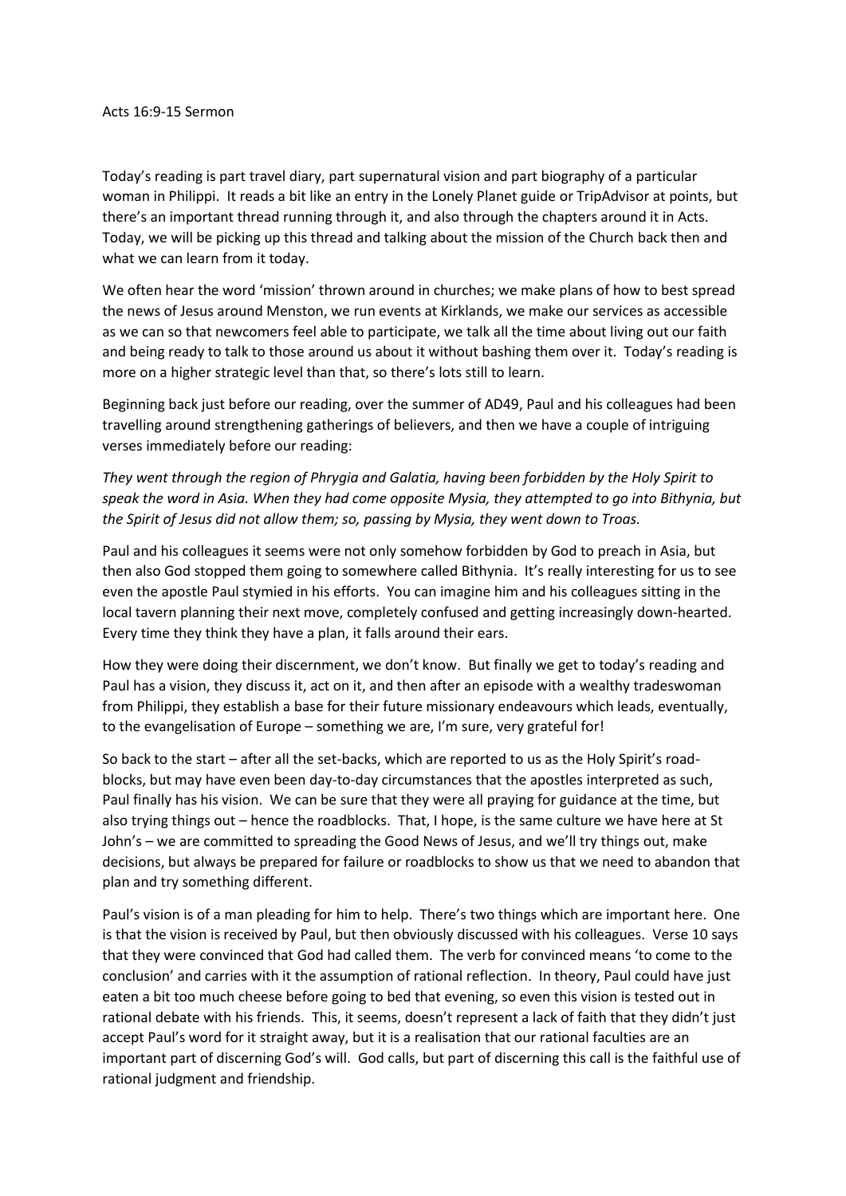Acts 16:9-15 Sermon

Today's reading is part travel diary, part supernatural vision and part biography of a particular woman in Philippi. It reads a bit like an entry in the Lonely Planet guide or TripAdvisor at points, but there's an important thread running through it, and also through the chapters around it in Acts. Today, we will be picking up this thread and talking about the mission of the Church back then and what we can learn from it today.

We often hear the word 'mission' thrown around in churches; we make plans of how to best spread the news of Jesus around Menston, we run events at Kirklands, we make our services as accessible as we can so that newcomers feel able to participate, we talk all the time about living out our faith and being ready to talk to those around us about it without bashing them over it. Today's reading is more on a higher strategic level than that, so there's lots still to learn.

Beginning back just before our reading, over the summer of AD49, Paul and his colleagues had been travelling around strengthening gatherings of believers, and then we have a couple of intriguing verses immediately before our reading:

*They went through the region of Phrygia and Galatia, having been forbidden by the Holy Spirit to speak the word in Asia. When they had come opposite Mysia, they attempted to go into Bithynia, but the Spirit of Jesus did not allow them; so, passing by Mysia, they went down to Troas.*

Paul and his colleagues it seems were not only somehow forbidden by God to preach in Asia, but then also God stopped them going to somewhere called Bithynia. It's really interesting for us to see even the apostle Paul stymied in his efforts. You can imagine him and his colleagues sitting in the local tavern planning their next move, completely confused and getting increasingly down-hearted. Every time they think they have a plan, it falls around their ears.

How they were doing their discernment, we don't know. But finally we get to today's reading and Paul has a vision, they discuss it, act on it, and then after an episode with a wealthy tradeswoman from Philippi, they establish a base for their future missionary endeavours which leads, eventually, to the evangelisation of Europe – something we are, I'm sure, very grateful for!

So back to the start – after all the set-backs, which are reported to us as the Holy Spirit's road-blocks, but may have even been day-to-day circumstances that the apostles interpreted as such, Paul finally has his vision. We can be sure that they were all praying for guidance at the time, but also trying things out – hence the roadblocks. That, I hope, is the same culture we have here at St John's – we are committed to spreading the Good News of Jesus, and we'll try things out, make decisions, but always be prepared for failure or roadblocks to show us that we need to abandon that plan and try something different.

Paul's vision is of a man pleading for him to help. There's two things which are important here. One is that the vision is received by Paul, but then obviously discussed with his colleagues. Verse 10 says that they were convinced that God had called them. The verb for convinced means 'to come to the conclusion' and carries with it the assumption of rational reflection. In theory, Paul could have just eaten a bit too much cheese before going to bed that evening, so even this vision is tested out in rational debate with his friends. This, it seems, doesn't represent a lack of faith that they didn't just accept Paul's word for it straight away, but it is a realisation that our rational faculties are an important part of discerning God's will. God calls, but part of discerning this call is the faithful use of rational judgment and friendship.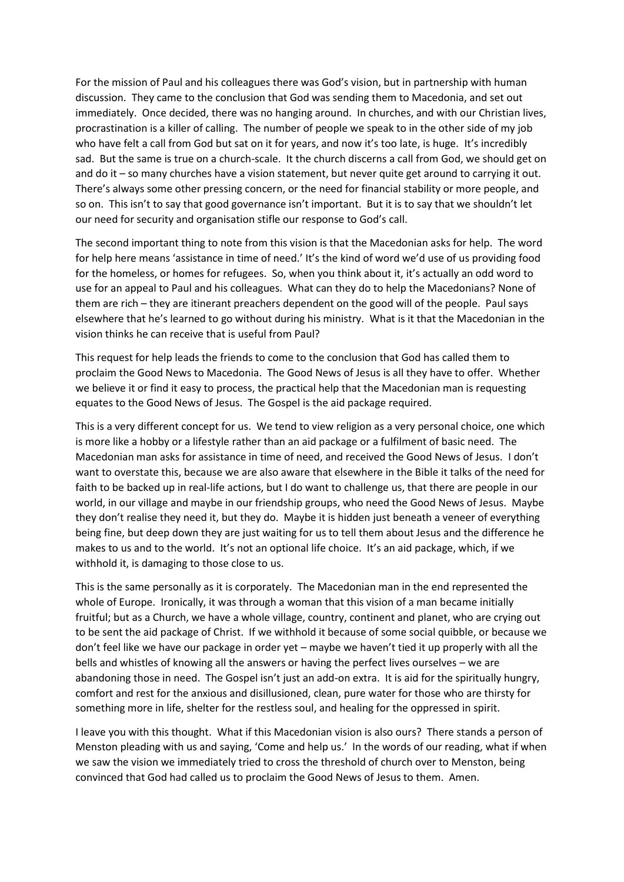For the mission of Paul and his colleagues there was God's vision, but in partnership with human discussion. They came to the conclusion that God was sending them to Macedonia, and set out immediately. Once decided, there was no hanging around. In churches, and with our Christian lives, procrastination is a killer of calling. The number of people we speak to in the other side of my job who have felt a call from God but sat on it for years, and now it's too late, is huge. It's incredibly sad. But the same is true on a church-scale. It the church discerns a call from God, we should get on and do it – so many churches have a vision statement, but never quite get around to carrying it out. There's always some other pressing concern, or the need for financial stability or more people, and so on. This isn't to say that good governance isn't important. But it is to say that we shouldn't let our need for security and organisation stifle our response to God's call.

The second important thing to note from this vision is that the Macedonian asks for help. The word for help here means 'assistance in time of need.' It's the kind of word we'd use of us providing food for the homeless, or homes for refugees. So, when you think about it, it's actually an odd word to use for an appeal to Paul and his colleagues. What can they do to help the Macedonians? None of them are rich – they are itinerant preachers dependent on the good will of the people. Paul says elsewhere that he's learned to go without during his ministry. What is it that the Macedonian in the vision thinks he can receive that is useful from Paul?

This request for help leads the friends to come to the conclusion that God has called them to proclaim the Good News to Macedonia. The Good News of Jesus is all they have to offer. Whether we believe it or find it easy to process, the practical help that the Macedonian man is requesting equates to the Good News of Jesus. The Gospel is the aid package required.

This is a very different concept for us. We tend to view religion as a very personal choice, one which is more like a hobby or a lifestyle rather than an aid package or a fulfilment of basic need. The Macedonian man asks for assistance in time of need, and received the Good News of Jesus. I don't want to overstate this, because we are also aware that elsewhere in the Bible it talks of the need for faith to be backed up in real-life actions, but I do want to challenge us, that there are people in our world, in our village and maybe in our friendship groups, who need the Good News of Jesus. Maybe they don't realise they need it, but they do. Maybe it is hidden just beneath a veneer of everything being fine, but deep down they are just waiting for us to tell them about Jesus and the difference he makes to us and to the world. It's not an optional life choice. It's an aid package, which, if we withhold it, is damaging to those close to us.

This is the same personally as it is corporately. The Macedonian man in the end represented the whole of Europe. Ironically, it was through a woman that this vision of a man became initially fruitful; but as a Church, we have a whole village, country, continent and planet, who are crying out to be sent the aid package of Christ. If we withhold it because of some social quibble, or because we don't feel like we have our package in order yet – maybe we haven't tied it up properly with all the bells and whistles of knowing all the answers or having the perfect lives ourselves – we are abandoning those in need. The Gospel isn't just an add-on extra. It is aid for the spiritually hungry, comfort and rest for the anxious and disillusioned, clean, pure water for those who are thirsty for something more in life, shelter for the restless soul, and healing for the oppressed in spirit.

I leave you with this thought. What if this Macedonian vision is also ours? There stands a person of Menston pleading with us and saying, 'Come and help us.' In the words of our reading, what if when we saw the vision we immediately tried to cross the threshold of church over to Menston, being convinced that God had called us to proclaim the Good News of Jesus to them. Amen.